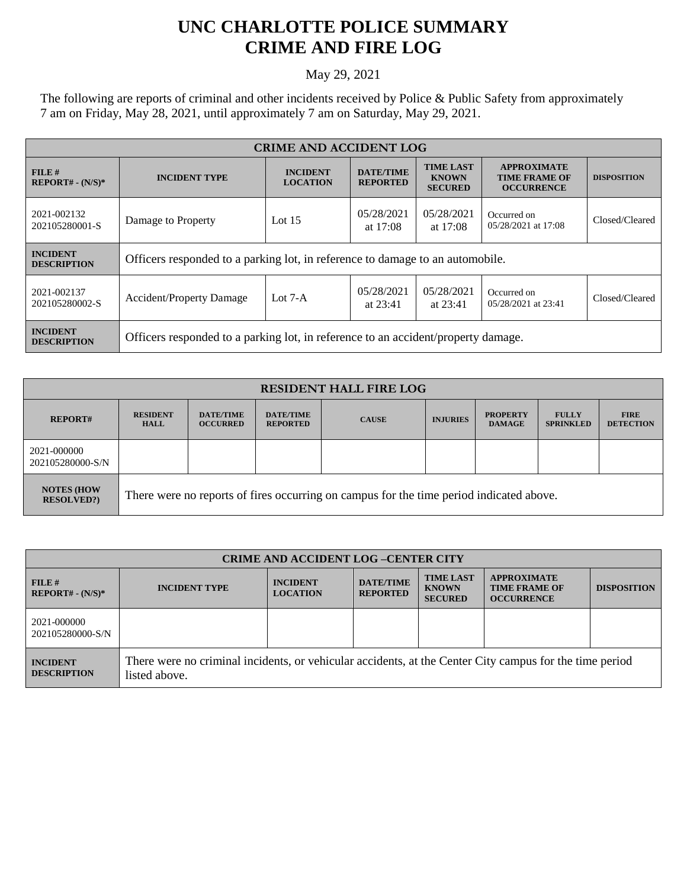# UNC CHARLOTTE POLICE SUMMARY
# CRIME AND FIRE LOG

May 29, 2021

The following are reports of criminal and other incidents received by Police & Public Safety from approximately 7 am on Friday, May 28, 2021, until approximately 7 am on Saturday, May 29, 2021.

| CRIME AND ACCIDENT LOG | | | | | | |
|---|---|---|---|---|---|---|
| FILE # REPORT# - (N/S)* | INCIDENT TYPE | INCIDENT LOCATION | DATE/TIME REPORTED | TIME LAST KNOWN SECURED | APPROXIMATE TIME FRAME OF OCCURRENCE | DISPOSITION |
| 2021-002132 202105280001-S | Damage to Property | Lot 15 | 05/28/2021 at 17:08 | 05/28/2021 at 17:08 | Occurred on 05/28/2021 at 17:08 | Closed/Cleared |
| INCIDENT DESCRIPTION | Officers responded to a parking lot, in reference to damage to an automobile. | | | | | |
| 2021-002137 202105280002-S | Accident/Property Damage | Lot 7-A | 05/28/2021 at 23:41 | 05/28/2021 at 23:41 | Occurred on 05/28/2021 at 23:41 | Closed/Cleared |
| INCIDENT DESCRIPTION | Officers responded to a parking lot, in reference to an accident/property damage. | | | | | |

| RESIDENT HALL FIRE LOG | | | | | | | | |
|---|---|---|---|---|---|---|---|---|
| REPORT# | RESIDENT HALL | DATE/TIME OCCURRED | DATE/TIME REPORTED | CAUSE | INJURIES | PROPERTY DAMAGE | FULLY SPRINKLED | FIRE DETECTION |
| 2021-000000 202105280000-S/N | | | | | | | | |
| NOTES (HOW RESOLVED?) | There were no reports of fires occurring on campus for the time period indicated above. | | | | | | | |

| CRIME AND ACCIDENT LOG –CENTER CITY | | | | | | |
|---|---|---|---|---|---|---|
| FILE # REPORT# - (N/S)* | INCIDENT TYPE | INCIDENT LOCATION | DATE/TIME REPORTED | TIME LAST KNOWN SECURED | APPROXIMATE TIME FRAME OF OCCURRENCE | DISPOSITION |
| 2021-000000 202105280000-S/N | | | | | | |
| INCIDENT DESCRIPTION | There were no criminal incidents, or vehicular accidents, at the Center City campus for the time period listed above. | | | | | |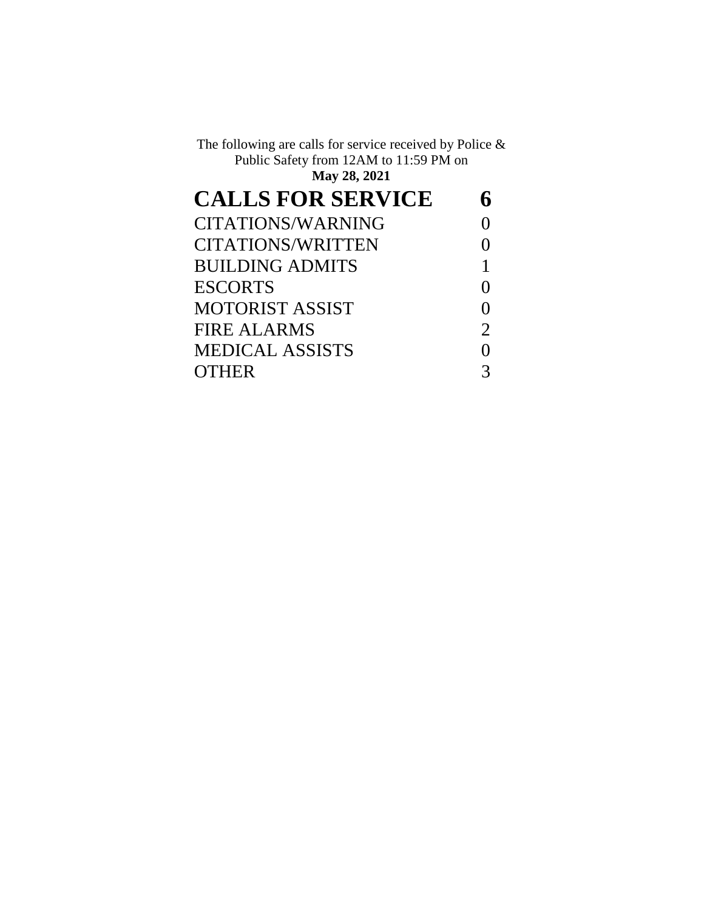The following are calls for service received by Police & Public Safety from 12AM to 11:59 PM on

**May 28, 2021**

| | |
|---|---|
| **CALLS FOR SERVICE** | **6** |
| CITATIONS/WARNING | 0 |
| CITATIONS/WRITTEN | 0 |
| BUILDING ADMITS | 1 |
| ESCORTS | 0 |
| MOTORIST ASSIST | 0 |
| FIRE ALARMS | 2 |
| MEDICAL ASSISTS | 0 |
| OTHER | 3 |